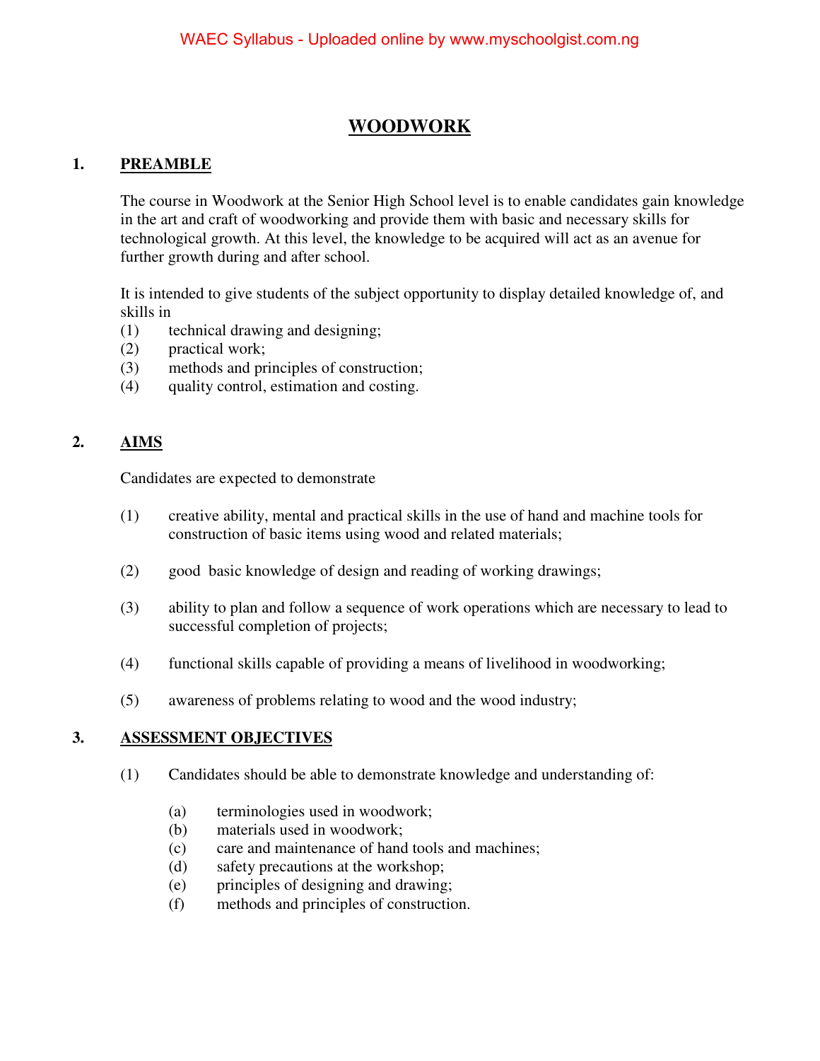# WOODWORK

## 1. PREAMBLE

The course in Woodwork at the Senior High School level is to enable candidates gain knowledge in the art and craft of woodworking and provide them with basic and necessary skills for technological growth. At this level, the knowledge to be acquired will act as an avenue for further growth during and after school.

It is intended to give students of the subject opportunity to display detailed knowledge of, and skills in

(1) technical drawing and designing;
(2) practical work;
(3) methods and principles of construction;
(4) quality control, estimation and costing.

## 2. AIMS

Candidates are expected to demonstrate

(1) creative ability, mental and practical skills in the use of hand and machine tools for construction of basic items using wood and related materials;

(2) good basic knowledge of design and reading of working drawings;

(3) ability to plan and follow a sequence of work operations which are necessary to lead to successful completion of projects;

(4) functional skills capable of providing a means of livelihood in woodworking;

(5) awareness of problems relating to wood and the wood industry;

## 3. ASSESSMENT OBJECTIVES

(1) Candidates should be able to demonstrate knowledge and understanding of:

   (a) terminologies used in woodwork;
   (b) materials used in woodwork;
   (c) care and maintenance of hand tools and machines;
   (d) safety precautions at the workshop;
   (e) principles of designing and drawing;
   (f) methods and principles of construction.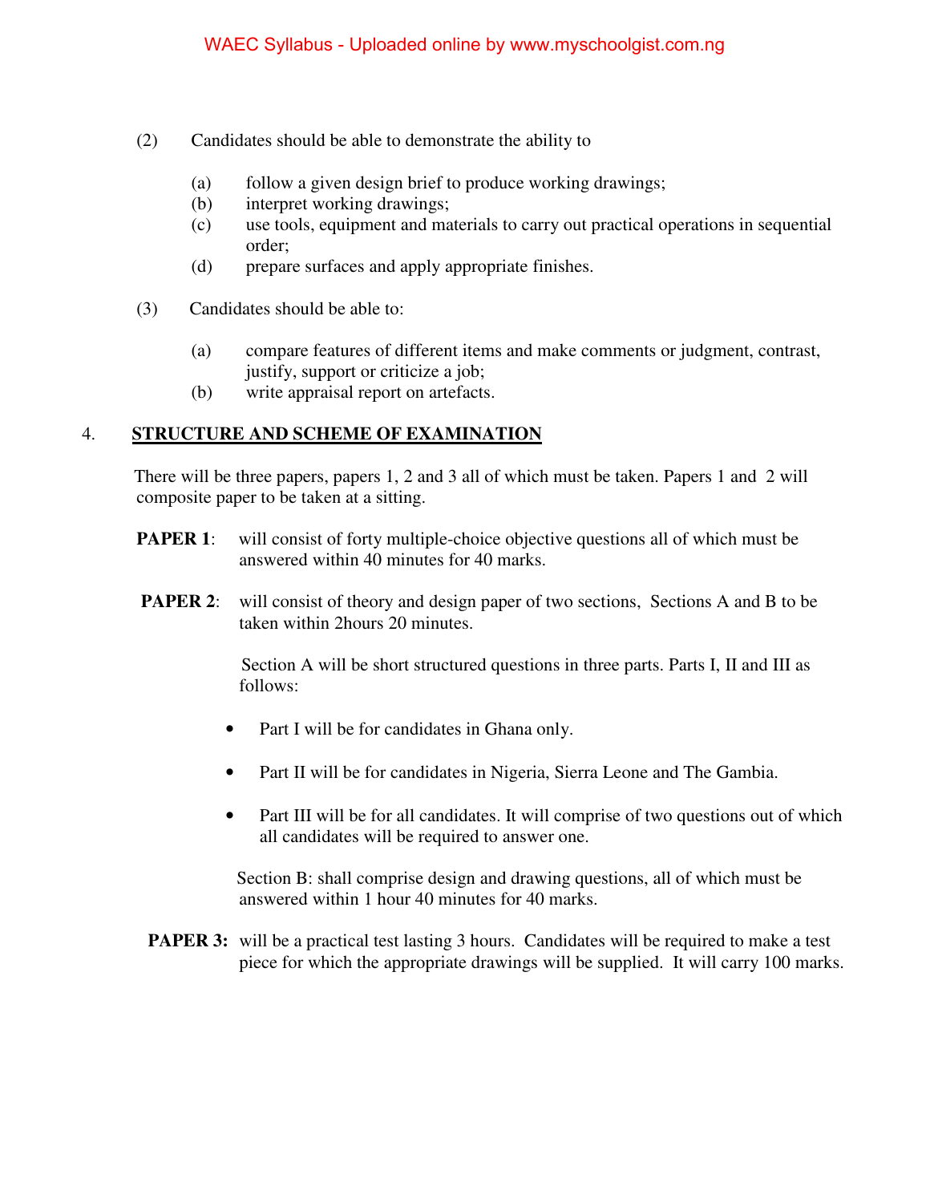(2) Candidates should be able to demonstrate the ability to

(a) follow a given design brief to produce working drawings;
(b) interpret working drawings;
(c) use tools, equipment and materials to carry out practical operations in sequential order;
(d) prepare surfaces and apply appropriate finishes.

(3) Candidates should be able to:

(a) compare features of different items and make comments or judgment, contrast, justify, support or criticize a job;
(b) write appraisal report on artefacts.

## 4. STRUCTURE AND SCHEME OF EXAMINATION

There will be three papers, papers 1, 2 and 3 all of which must be taken. Papers 1 and 2 will composite paper to be taken at a sitting.

**PAPER 1**: will consist of forty multiple-choice objective questions all of which must be answered within 40 minutes for 40 marks.

**PAPER 2**: will consist of theory and design paper of two sections, Sections A and B to be taken within 2hours 20 minutes.

Section A will be short structured questions in three parts. Parts I, II and III as follows:

- Part I will be for candidates in Ghana only.
- Part II will be for candidates in Nigeria, Sierra Leone and The Gambia.
- Part III will be for all candidates. It will comprise of two questions out of which all candidates will be required to answer one.

Section B: shall comprise design and drawing questions, all of which must be answered within 1 hour 40 minutes for 40 marks.

**PAPER 3:** will be a practical test lasting 3 hours. Candidates will be required to make a test piece for which the appropriate drawings will be supplied. It will carry 100 marks.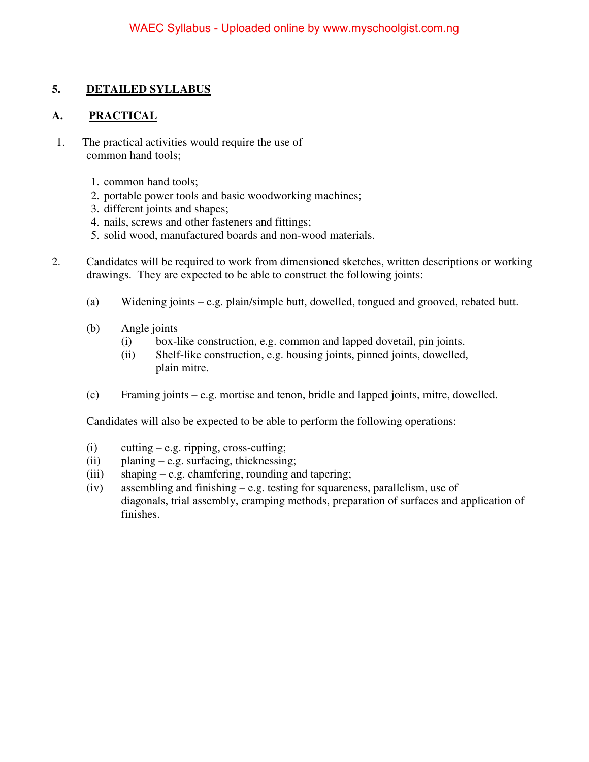## 5. DETAILED SYLLABUS

### A. PRACTICAL

1. The practical activities would require the use of common hand tools;

    1. common hand tools;
    2. portable power tools and basic woodworking machines;
    3. different joints and shapes;
    4. nails, screws and other fasteners and fittings;
    5. solid wood, manufactured boards and non-wood materials.

2. Candidates will be required to work from dimensioned sketches, written descriptions or working drawings. They are expected to be able to construct the following joints:

    (a) Widening joints – e.g. plain/simple butt, dowelled, tongued and grooved, rebated butt.

    (b) Angle joints
      (i) box-like construction, e.g. common and lapped dovetail, pin joints.
      (ii) Shelf-like construction, e.g. housing joints, pinned joints, dowelled, plain mitre.

    (c) Framing joints – e.g. mortise and tenon, bridle and lapped joints, mitre, dowelled.

    Candidates will also be expected to be able to perform the following operations:

    (i) cutting – e.g. ripping, cross-cutting;
    (ii) planing – e.g. surfacing, thicknessing;
    (iii) shaping – e.g. chamfering, rounding and tapering;
    (iv) assembling and finishing – e.g. testing for squareness, parallelism, use of diagonals, trial assembly, cramping methods, preparation of surfaces and application of finishes.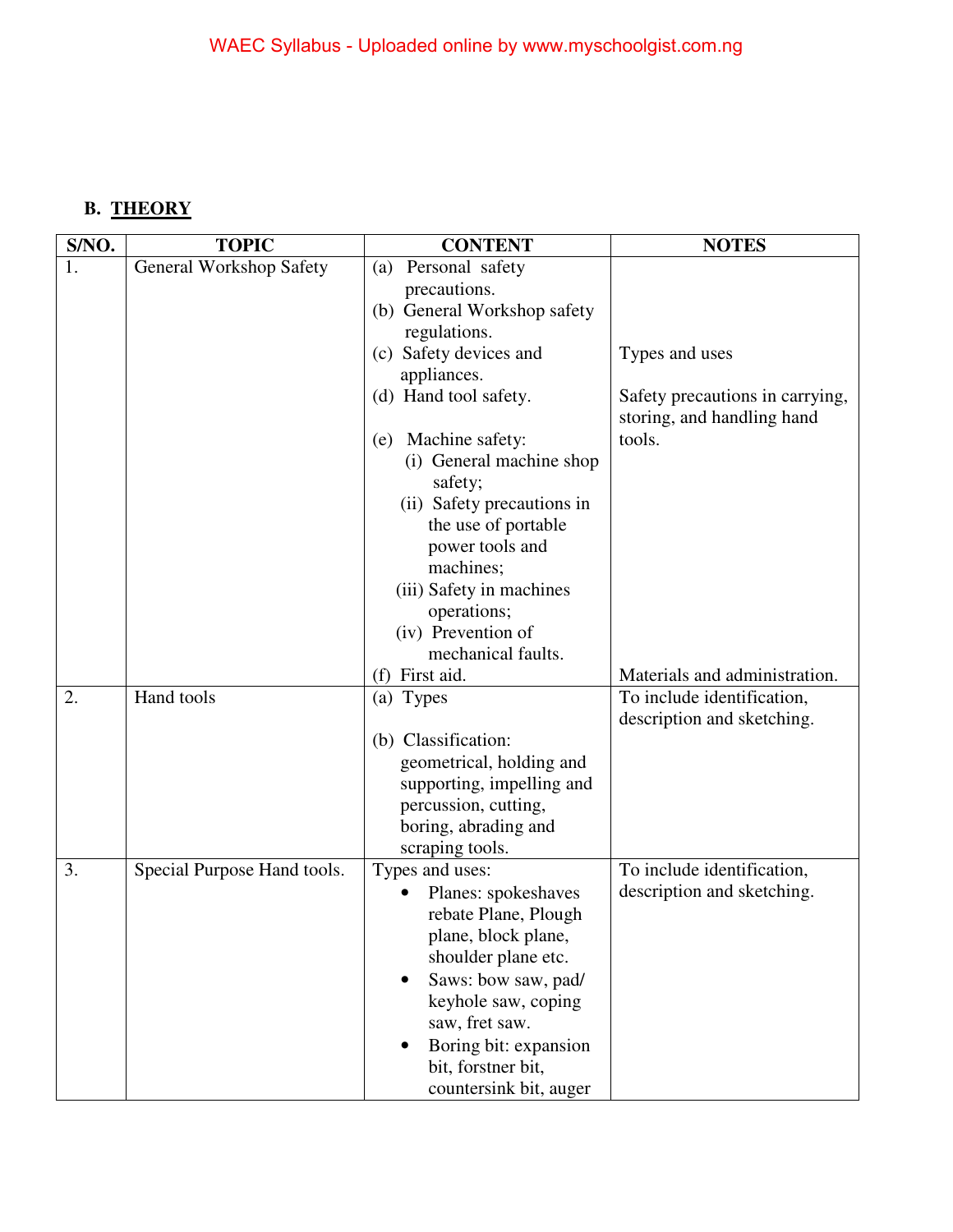## B. THEORY

| S/NO. | TOPIC | CONTENT | NOTES |
|---|---|---|---|
| 1. | General Workshop Safety | (a) Personal safety precautions.<br>(b) General Workshop safety regulations.<br>(c) Safety devices and appliances.<br>(d) Hand tool safety.<br><br>(e) Machine safety:<br>(i) General machine shop safety;<br>(ii) Safety precautions in the use of portable power tools and machines;<br>(iii) Safety in machines operations;<br>(iv) Prevention of mechanical faults.<br>(f) First aid. | <br><br><br>Types and uses<br><br>Safety precautions in carrying, storing, and handling hand tools.<br><br><br><br><br><br><br>Materials and administration. |
| 2. | Hand tools | (a) Types<br><br>(b) Classification: geometrical, holding and supporting, impelling and percussion, cutting, boring, abrading and scraping tools. | To include identification, description and sketching. |
| 3. | Special Purpose Hand tools. | Types and uses:<br>• Planes: spokeshaves rebate Plane, Plough plane, block plane, shoulder plane etc.<br>• Saws: bow saw, pad/ keyhole saw, coping saw, fret saw.<br>• Boring bit: expansion bit, forstner bit, countersink bit, auger | To include identification, description and sketching. |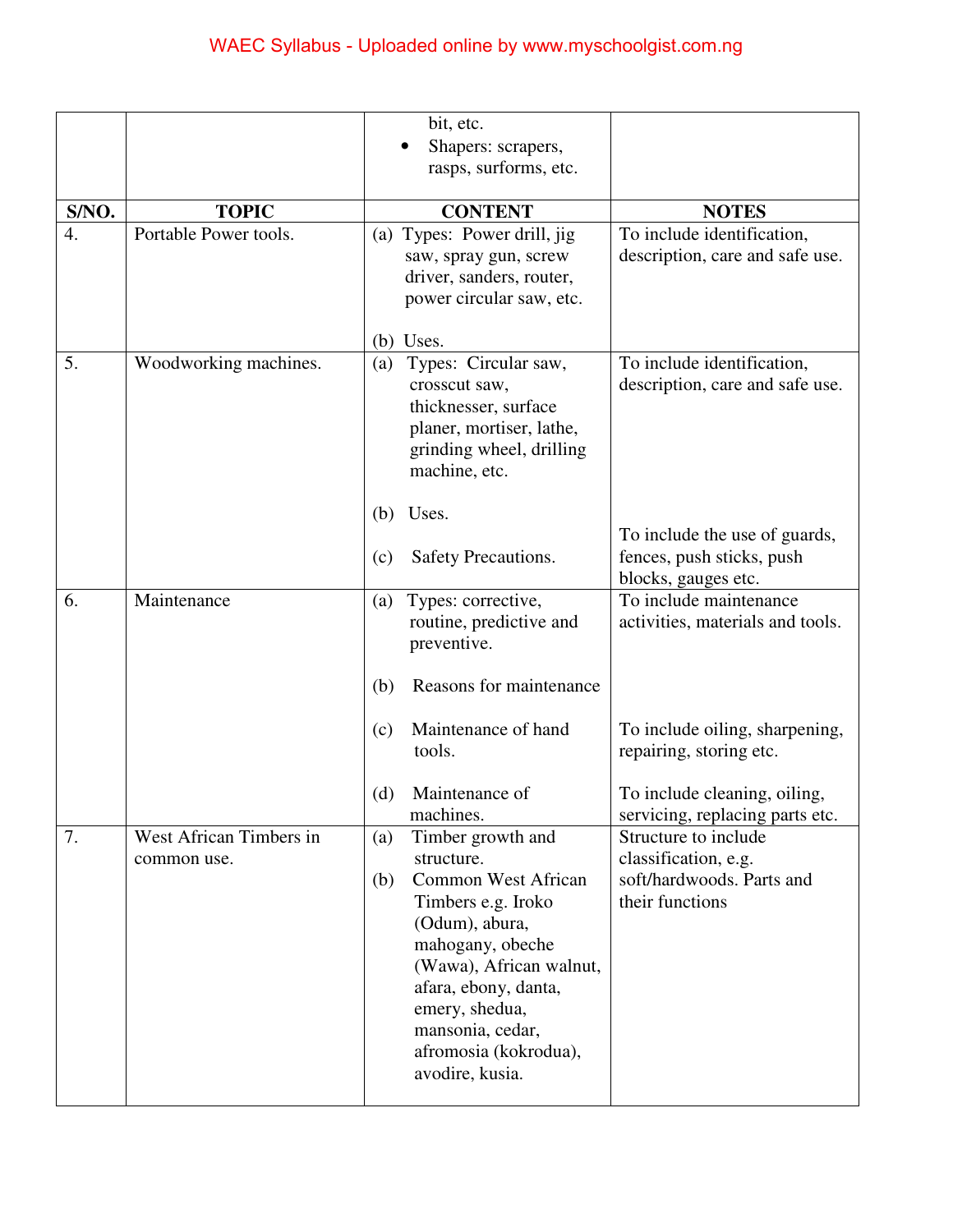| S/NO. | TOPIC | CONTENT | NOTES |
|---|---|---|---|
| | | bit, etc.<br>• Shapers: scrapers, rasps, surforms, etc. | |
| 4. | Portable Power tools. | (a) Types: Power drill, jig saw, spray gun, screw driver, sanders, router, power circular saw, etc.<br><br>(b) Uses. | To include identification, description, care and safe use. |
| 5. | Woodworking machines. | (a) Types: Circular saw, crosscut saw, thicknesser, surface planer, mortiser, lathe, grinding wheel, drilling machine, etc.<br><br>(b) Uses.<br><br>(c) Safety Precautions. | To include identification, description, care and safe use.<br><br>To include the use of guards, fences, push sticks, push blocks, gauges etc. |
| 6. | Maintenance | (a) Types: corrective, routine, predictive and preventive.<br><br>(b) Reasons for maintenance<br><br>(c) Maintenance of hand tools.<br><br>(d) Maintenance of machines. | To include maintenance activities, materials and tools.<br><br>To include oiling, sharpening, repairing, storing etc.<br><br>To include cleaning, oiling, servicing, replacing parts etc. |
| 7. | West African Timbers in common use. | (a) Timber growth and structure.<br>(b) Common West African Timbers e.g. Iroko (Odum), abura, mahogany, obeche (Wawa), African walnut, afara, ebony, danta, emery, shedua, mansonia, cedar, afromosia (kokrodua), avodire, kusia. | Structure to include classification, e.g. soft/hardwoods. Parts and their functions |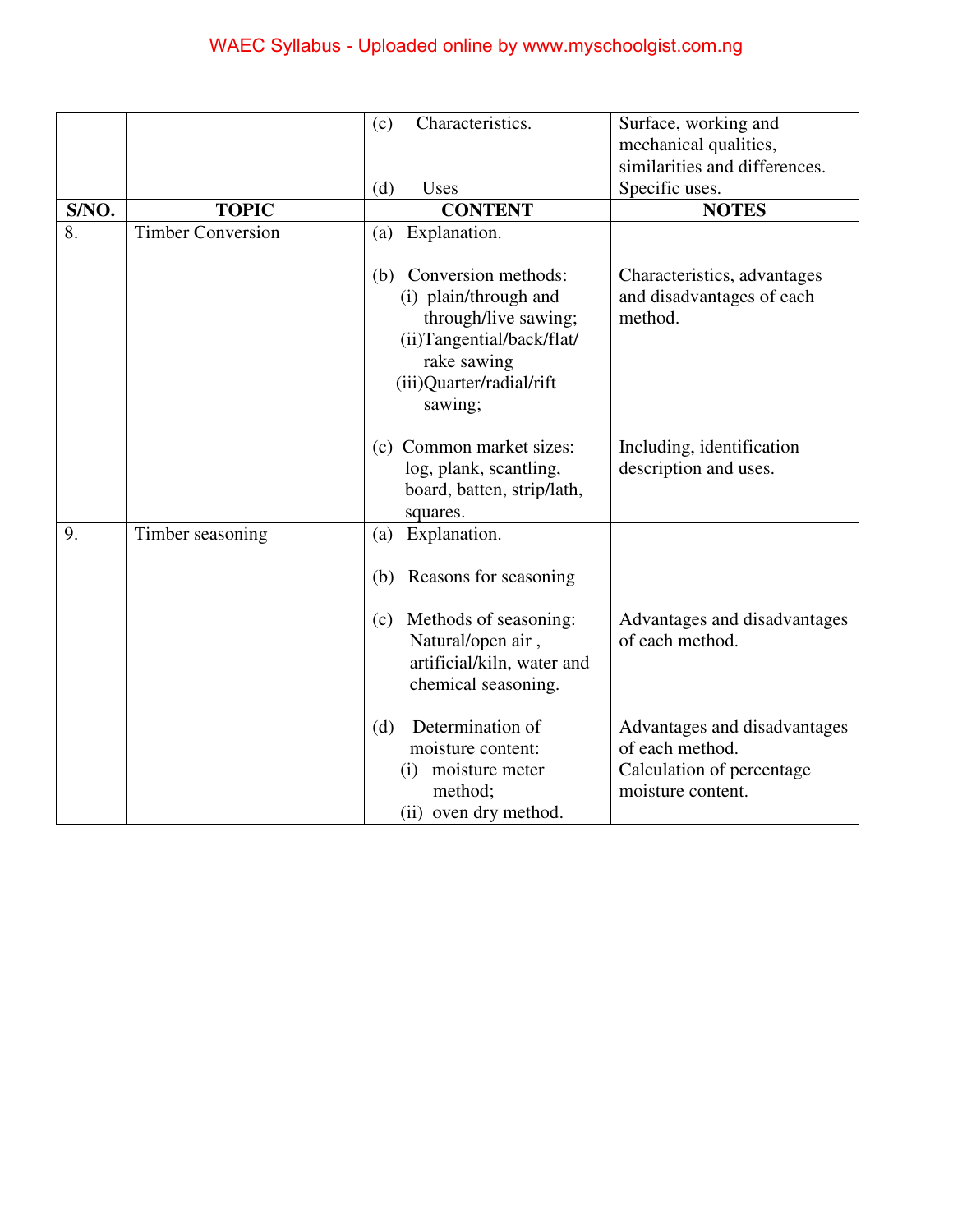| | | (c) Characteristics.<br><br>(d) Uses | Surface, working and mechanical qualities, similarities and differences. Specific uses. |
|---|---|---|---|
| **S/NO.** | **TOPIC** | **CONTENT** | **NOTES** |
| 8. | Timber Conversion | (a) Explanation.<br><br>(b) Conversion methods:<br>(i) plain/through and through/live sawing;<br>(ii) Tangential/back/flat/ rake sawing<br>(iii) Quarter/radial/rift sawing;<br><br>(c) Common market sizes: log, plank, scantling, board, batten, strip/lath, squares. | <br><br>Characteristics, advantages and disadvantages of each method.<br><br>Including, identification description and uses. |
| 9. | Timber seasoning | (a) Explanation.<br><br>(b) Reasons for seasoning<br><br>(c) Methods of seasoning: Natural/open air , artificial/kiln, water and chemical seasoning.<br><br>(d) Determination of moisture content:<br>(i) moisture meter method;<br>(ii) oven dry method. | <br><br><br><br>Advantages and disadvantages of each method.<br><br>Advantages and disadvantages of each method.<br>Calculation of percentage moisture content. |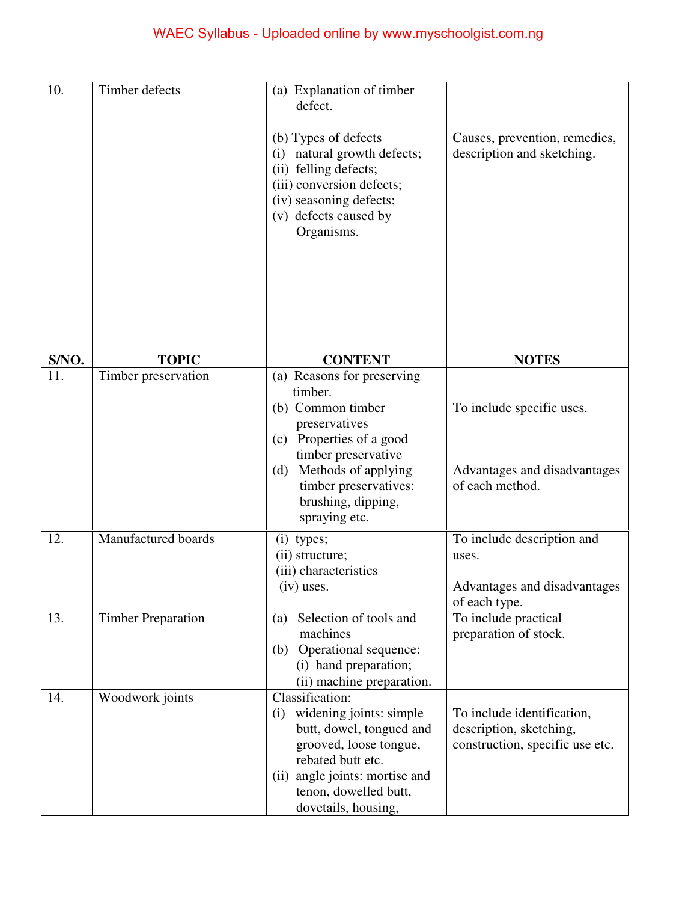| S/NO. | TOPIC | CONTENT | NOTES |
|---|---|---|---|
| 10. | Timber defects | (a) Explanation of timber defect.<br><br>(b) Types of defects<br>(i) natural growth defects;<br>(ii) felling defects;<br>(iii) conversion defects;<br>(iv) seasoning defects;<br>(v) defects caused by Organisms. | Causes, prevention, remedies, description and sketching. |
| 11. | Timber preservation | (a) Reasons for preserving timber.<br>(b) Common timber preservatives<br>(c) Properties of a good timber preservative<br>(d) Methods of applying timber preservatives: brushing, dipping, spraying etc. | To include specific uses.<br><br>Advantages and disadvantages of each method. |
| 12. | Manufactured boards | (i) types;<br>(ii) structure;<br>(iii) characteristics<br>(iv) uses. | To include description and uses.<br><br>Advantages and disadvantages of each type. |
| 13. | Timber Preparation | (a) Selection of tools and machines<br>(b) Operational sequence:<br>(i) hand preparation;<br>(ii) machine preparation. | To include practical preparation of stock. |
| 14. | Woodwork joints | Classification:<br>(i) widening joints: simple butt, dowel, tongued and grooved, loose tongue, rebated butt etc.<br>(ii) angle joints: mortise and tenon, dowelled butt, dovetails, housing, | To include identification, description, sketching, construction, specific use etc. |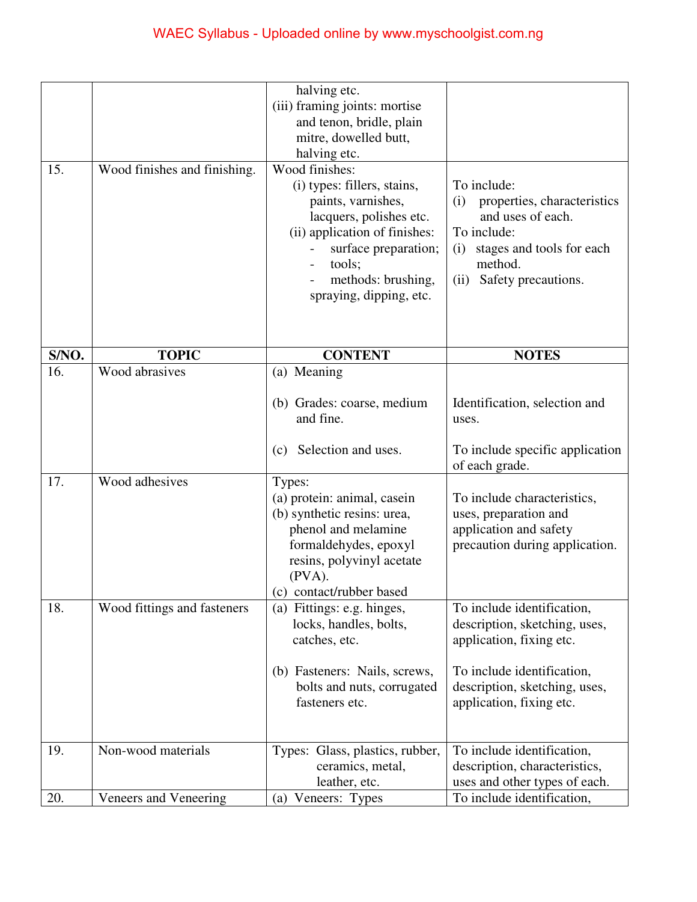| S/NO. | TOPIC | CONTENT | NOTES |
|---|---|---|---|
| | | halving etc.<br>(iii) framing joints: mortise and tenon, bridle, plain mitre, dowelled butt, halving etc. | |
| 15. | Wood finishes and finishing. | Wood finishes:<br>(i) types: fillers, stains, paints, varnishes, lacquers, polishes etc.<br>(ii) application of finishes:<br>- surface preparation;<br>- tools;<br>- methods: brushing, spraying, dipping, etc. | To include:<br>(i) properties, characteristics and uses of each.<br>To include:<br>(i) stages and tools for each method.<br>(ii) Safety precautions. |
| 16. | Wood abrasives | (a) Meaning<br><br>(b) Grades: coarse, medium and fine.<br><br>(c) Selection and uses. | Identification, selection and uses.<br><br>To include specific application of each grade. |
| 17. | Wood adhesives | Types:<br>(a) protein: animal, casein<br>(b) synthetic resins: urea, phenol and melamine formaldehydes, epoxyl resins, polyvinyl acetate (PVA).<br>(c) contact/rubber based | To include characteristics, uses, preparation and application and safety precaution during application. |
| 18. | Wood fittings and fasteners | (a) Fittings: e.g. hinges, locks, handles, bolts, catches, etc.<br><br>(b) Fasteners: Nails, screws, bolts and nuts, corrugated fasteners etc. | To include identification, description, sketching, uses, application, fixing etc.<br><br>To include identification, description, sketching, uses, application, fixing etc. |
| 19. | Non-wood materials | Types: Glass, plastics, rubber, ceramics, metal, leather, etc. | To include identification, description, characteristics, uses and other types of each. |
| 20. | Veneers and Veneering | (a) Veneers: Types | To include identification, |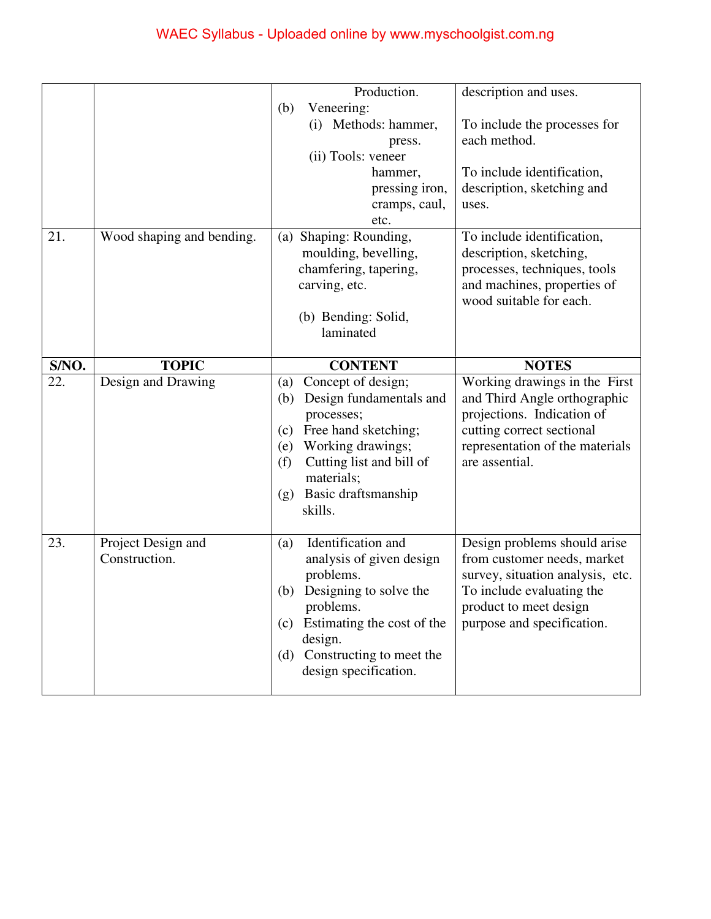| | | | |
|---|---|---|---|
| | | Production.<br>(b) Veneering:<br>(i) Methods: hammer, press.<br>(ii) Tools: veneer hammer, pressing iron, cramps, caul, etc. | description and uses.<br><br>To include the processes for each method.<br><br>To include identification, description, sketching and uses. |
| 21. | Wood shaping and bending. | (a) Shaping: Rounding, moulding, bevelling, chamfering, tapering, carving, etc.<br><br>(b) Bending: Solid, laminated | To include identification, description, sketching, processes, techniques, tools and machines, properties of wood suitable for each. |
| **S/NO.** | **TOPIC** | **CONTENT** | **NOTES** |
| 22. | Design and Drawing | (a) Concept of design;<br>(b) Design fundamentals and processes;<br>(c) Free hand sketching;<br>(e) Working drawings;<br>(f) Cutting list and bill of materials;<br>(g) Basic draftsmanship skills. | Working drawings in the First and Third Angle orthographic projections. Indication of cutting correct sectional representation of the materials are assential. |
| 23. | Project Design and Construction. | (a) Identification and analysis of given design problems.<br>(b) Designing to solve the problems.<br>(c) Estimating the cost of the design.<br>(d) Constructing to meet the design specification. | Design problems should arise from customer needs, market survey, situation analysis, etc. To include evaluating the product to meet design purpose and specification. |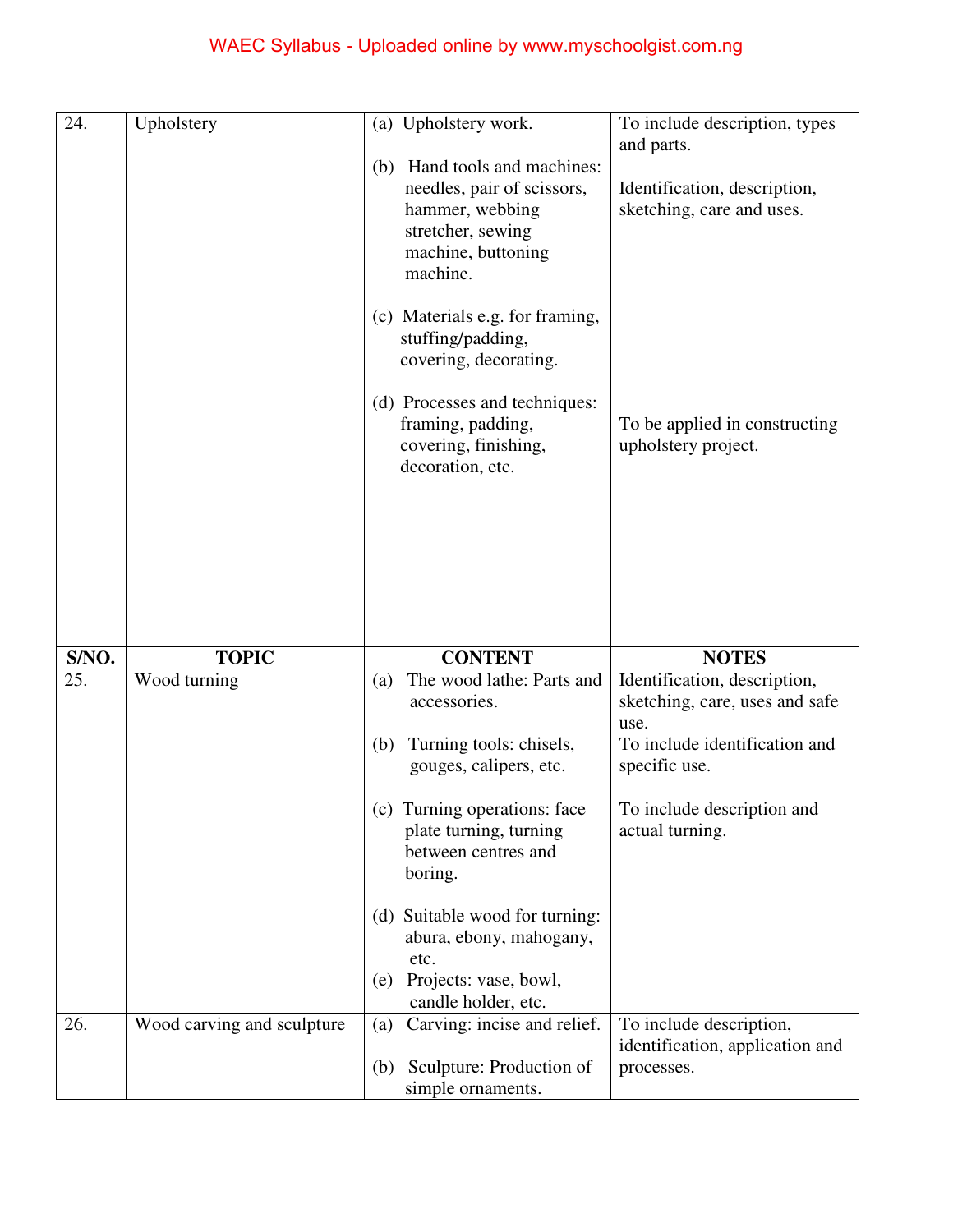| S/NO. | TOPIC | CONTENT | NOTES |
|---|---|---|---|
| 24. | Upholstery | (a) Upholstery work. | To include description, types and parts. |
| | | (b) Hand tools and machines: needles, pair of scissors, hammer, webbing stretcher, sewing machine, buttoning machine. | Identification, description, sketching, care and uses. |
| | | (c) Materials e.g. for framing, stuffing/padding, covering, decorating. | |
| | | (d) Processes and techniques: framing, padding, covering, finishing, decoration, etc. | To be applied in constructing upholstery project. |
| 25. | Wood turning | (a) The wood lathe: Parts and accessories. | Identification, description, sketching, care, uses and safe use. |
| | | (b) Turning tools: chisels, gouges, calipers, etc. | To include identification and specific use. |
| | | (c) Turning operations: face plate turning, turning between centres and boring. | To include description and actual turning. |
| | | (d) Suitable wood for turning: abura, ebony, mahogany, etc. | |
| | | (e) Projects: vase, bowl, candle holder, etc. | |
| 26. | Wood carving and sculpture | (a) Carving: incise and relief. | To include description, identification, application and processes. |
| | | (b) Sculpture: Production of simple ornaments. | |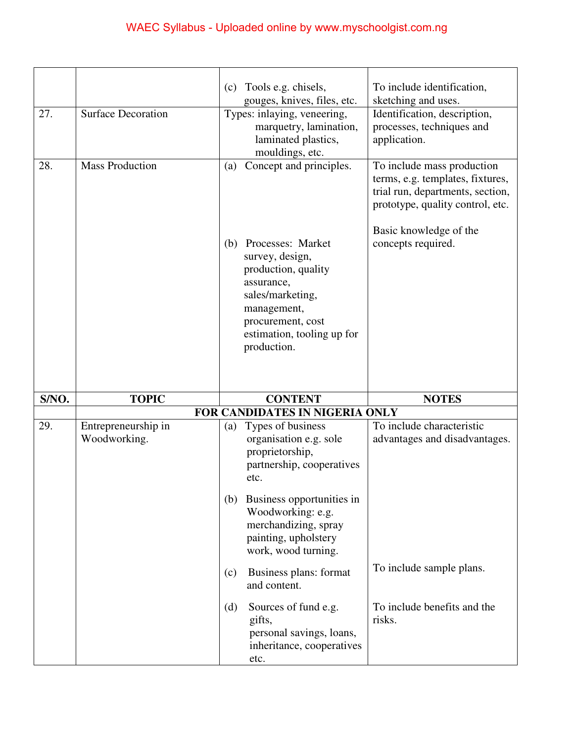| | | | |
|---|---|---|---|
| | | (c) Tools e.g. chisels, gouges, knives, files, etc. | To include identification, sketching and uses. |
| 27. | Surface Decoration | Types: inlaying, veneering, marquetry, lamination, laminated plastics, mouldings, etc. | Identification, description, processes, techniques and application. |
| 28. | Mass Production | (a) Concept and principles.<br><br>(b) Processes: Market survey, design, production, quality assurance, sales/marketing, management, procurement, cost estimation, tooling up for production. | To include mass production terms, e.g. templates, fixtures, trial run, departments, section, prototype, quality control, etc.<br><br>Basic knowledge of the concepts required. |

| S/NO. | TOPIC | CONTENT | NOTES |
|---|---|---|---|
| | **FOR CANDIDATES IN NIGERIA ONLY** | | |
| 29. | Entrepreneurship in Woodworking. | (a) Types of business organisation e.g. sole proprietorship, partnership, cooperatives etc. | To include characteristic advantages and disadvantages. |
| | | (b) Business opportunities in Woodworking: e.g. merchandizing, spray painting, upholstery work, wood turning. | |
| | | (c) Business plans: format and content. | To include sample plans. |
| | | (d) Sources of fund e.g. gifts, personal savings, loans, inheritance, cooperatives etc. | To include benefits and the risks. |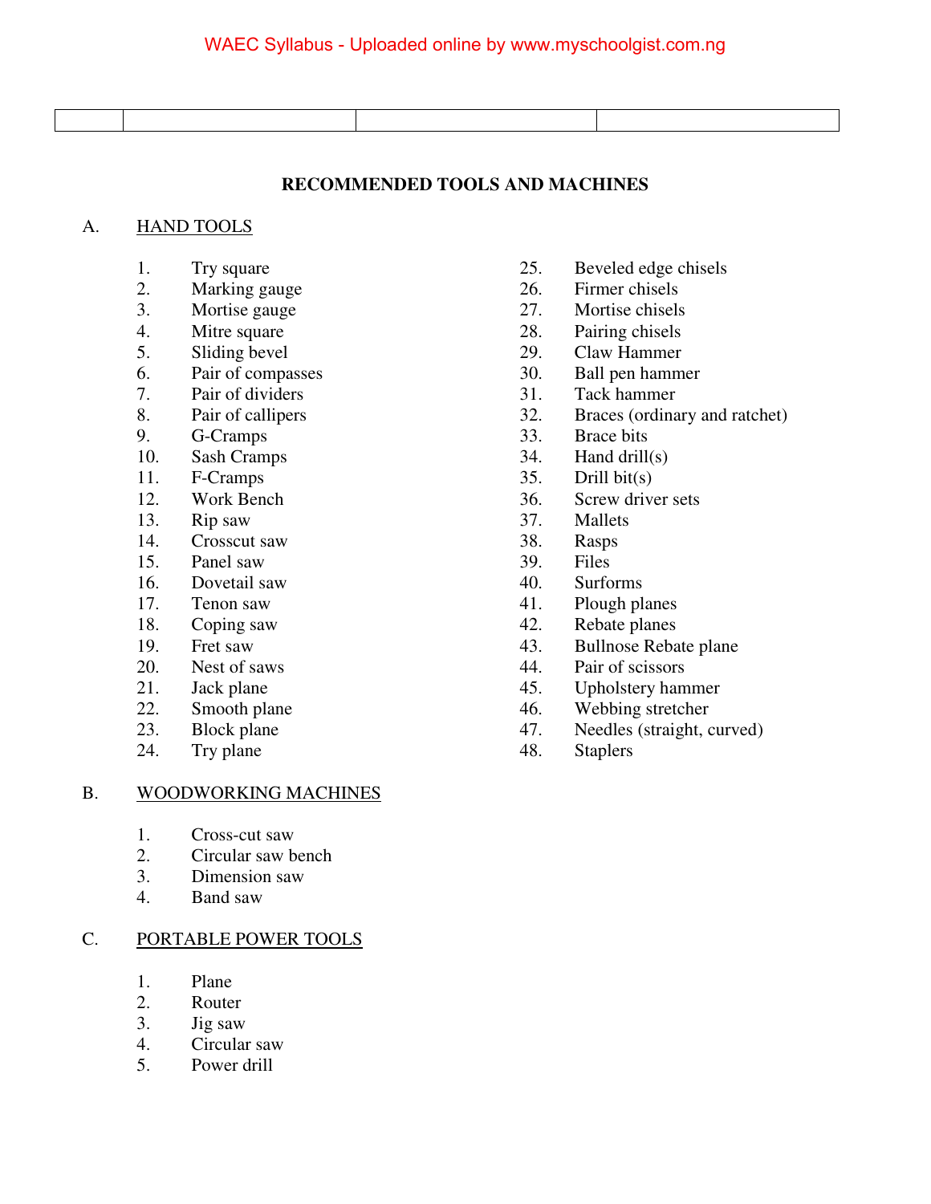| | | | |
|---|---|---|---|

## RECOMMENDED TOOLS AND MACHINES

### A. HAND TOOLS

1. Try square
2. Marking gauge
3. Mortise gauge
4. Mitre square
5. Sliding bevel
6. Pair of compasses
7. Pair of dividers
8. Pair of callipers
9. G-Cramps
10. Sash Cramps
11. F-Cramps
12. Work Bench
13. Rip saw
14. Crosscut saw
15. Panel saw
16. Dovetail saw
17. Tenon saw
18. Coping saw
19. Fret saw
20. Nest of saws
21. Jack plane
22. Smooth plane
23. Block plane
24. Try plane
25. Beveled edge chisels
26. Firmer chisels
27. Mortise chisels
28. Pairing chisels
29. Claw Hammer
30. Ball pen hammer
31. Tack hammer
32. Braces (ordinary and ratchet)
33. Brace bits
34. Hand drill(s)
35. Drill bit(s)
36. Screw driver sets
37. Mallets
38. Rasps
39. Files
40. Surforms
41. Plough planes
42. Rebate planes
43. Bullnose Rebate plane
44. Pair of scissors
45. Upholstery hammer
46. Webbing stretcher
47. Needles (straight, curved)
48. Staplers

### B. WOODWORKING MACHINES

1. Cross-cut saw
2. Circular saw bench
3. Dimension saw
4. Band saw

### C. PORTABLE POWER TOOLS

1. Plane
2. Router
3. Jig saw
4. Circular saw
5. Power drill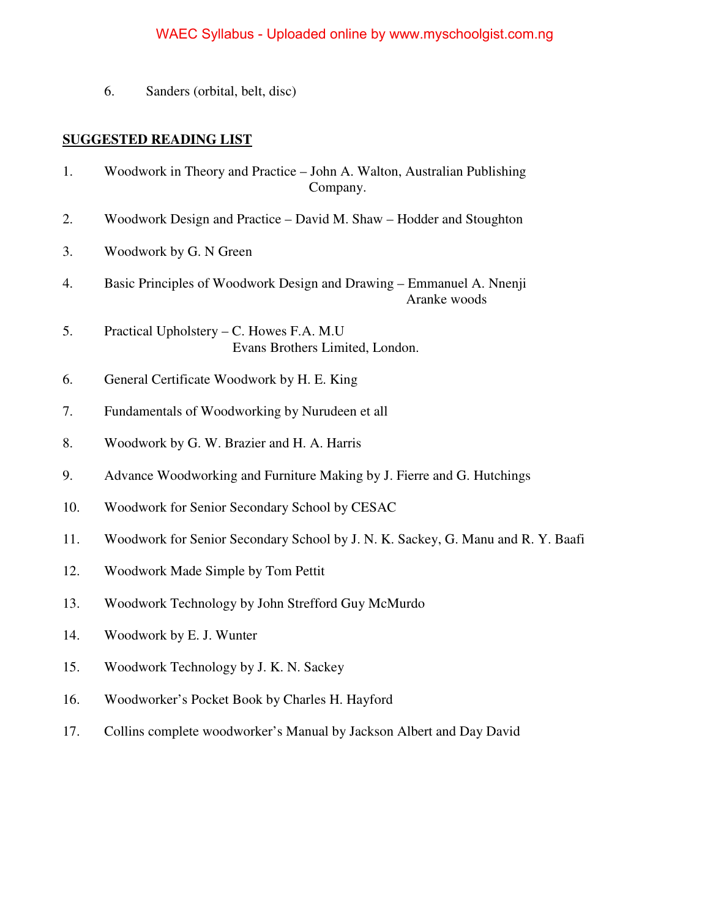6. Sanders (orbital, belt, disc)

**SUGGESTED READING LIST**

1. Woodwork in Theory and Practice – John A. Walton, Australian Publishing Company.

2. Woodwork Design and Practice – David M. Shaw – Hodder and Stoughton

3. Woodwork by G. N Green

4. Basic Principles of Woodwork Design and Drawing – Emmanuel A. Nnenji Aranke woods

5. Practical Upholstery – C. Howes F.A. M.U Evans Brothers Limited, London.

6. General Certificate Woodwork by H. E. King

7. Fundamentals of Woodworking by Nurudeen et all

8. Woodwork by G. W. Brazier and H. A. Harris

9. Advance Woodworking and Furniture Making by J. Fierre and G. Hutchings

10. Woodwork for Senior Secondary School by CESAC

11. Woodwork for Senior Secondary School by J. N. K. Sackey, G. Manu and R. Y. Baafi

12. Woodwork Made Simple by Tom Pettit

13. Woodwork Technology by John Strefford Guy McMurdo

14. Woodwork by E. J. Wunter

15. Woodwork Technology by J. K. N. Sackey

16. Woodworker's Pocket Book by Charles H. Hayford

17. Collins complete woodworker's Manual by Jackson Albert and Day David